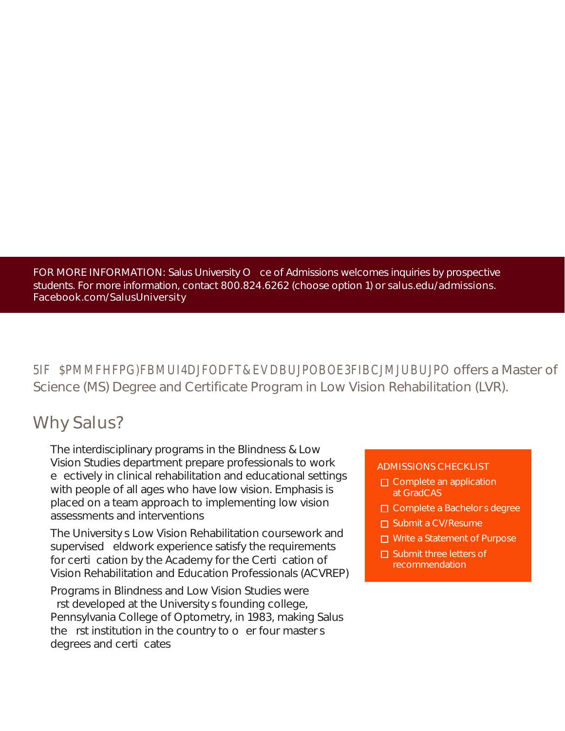FOR MORE INFORMATION: Salus University Office of Admissions welcomes inquiries by prospective students. For more information, contact 800.824.6262 (choose option 1) or salus.edu/admissions. Facebook.com/SalusUniversity

The College of Health Sciences, Education and Rehabilitation offers a Master of Science (MS) Degree and Certificate Program in Low Vision Rehabilitation (LVR).

## Why Salus?

The interdisciplinary programs in the Blindness & Low Vision Studies department prepare professionals to work effectively in clinical rehabilitation and educational settings with people of all ages who have low vision. Emphasis is placed on a team approach to implementing low vision assessments and interventions

The University's Low Vision Rehabilitation coursework and supervised fieldwork experience satisfy the requirements for certification by the Academy for the Certification of Vision Rehabilitation and Education Professionals (ACVREP)

Programs in Blindness and Low Vision Studies were first developed at the University's founding college, Pennsylvania College of Optometry, in 1983, making Salus the first institution in the country to offer four master's degrees and certificates

ADMISSIONS CHECKLIST

- ☐ Complete an application at GradCAS
- ☐ Complete a Bachelor's degree
- ☐ Submit a CV/Resume
- ☐ Write a Statement of Purpose
- ☐ Submit three letters of recommendation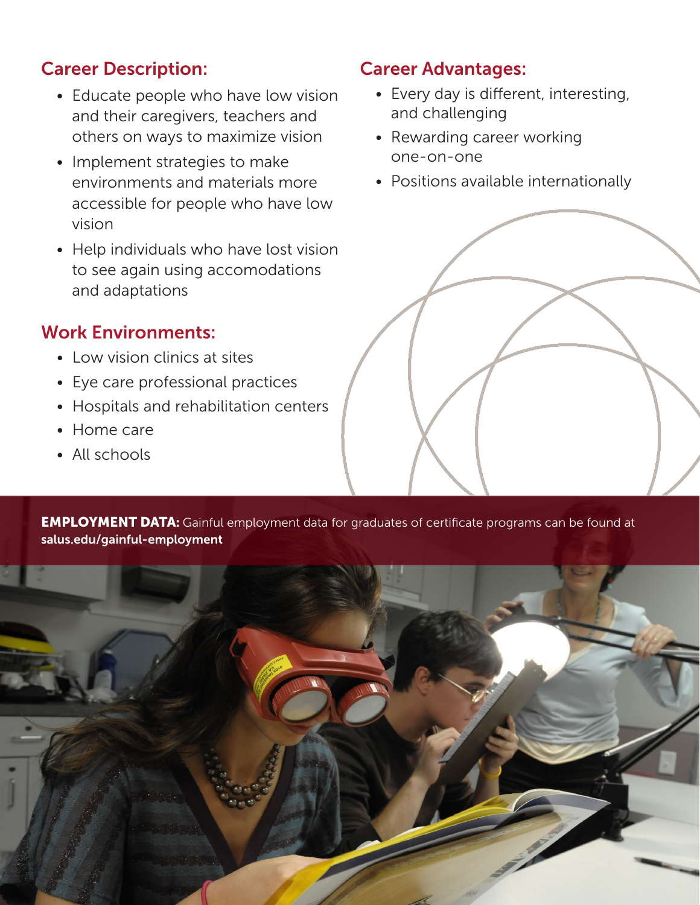## Career Description:

- Educate people who have low vision and their caregivers, teachers and others on ways to maximize vision
- Implement strategies to make environments and materials more accessible for people who have low vision
- Help individuals who have lost vision to see again using accomodations and adaptations

## Work Environments:

- Low vision clinics at sites
- Eye care professional practices
- Hospitals and rehabilitation centers
- Home care
- All schools

## Career Advantages:

- Every day is different, interesting, and challenging
- Rewarding career working one-on-one
- Positions available internationally

**EMPLOYMENT DATA:** Gainful employment data for graduates of certificate programs can be found at **salus.edu/gainful-employment**